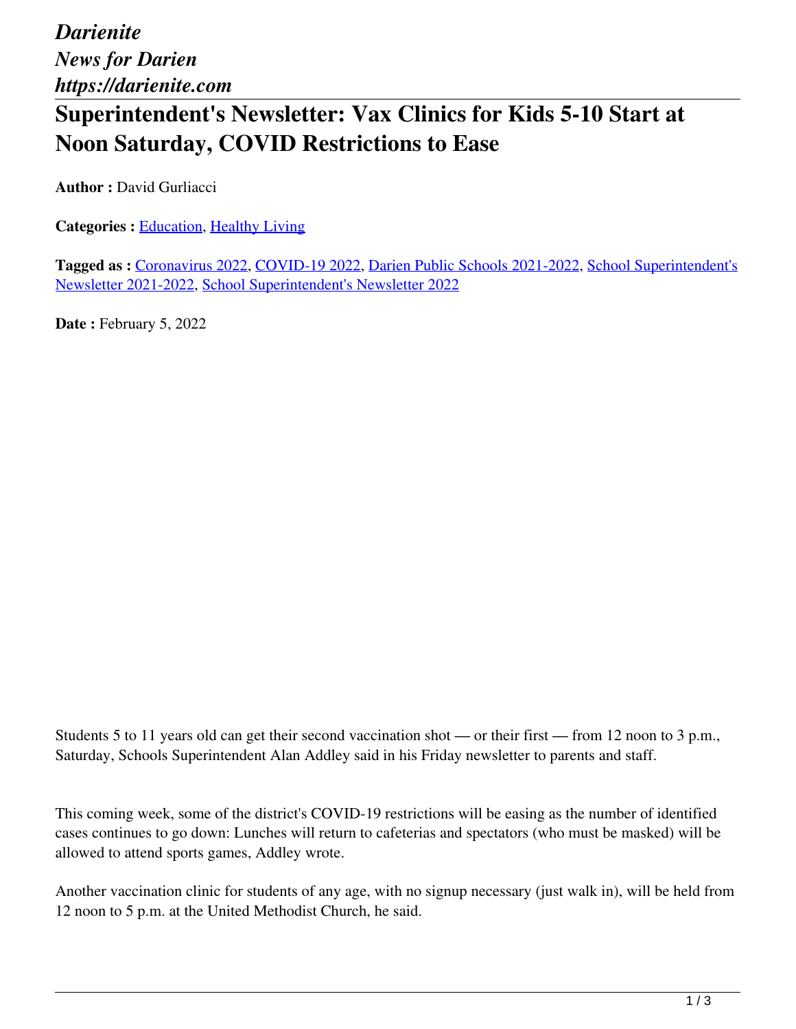*Darienite*
*News for Darien*
*https://darienite.com*

# Superintendent's Newsletter: Vax Clinics for Kids 5-10 Start at Noon Saturday, COVID Restrictions to Ease

**Author :** David Gurliacci

**Categories :** Education, Healthy Living

**Tagged as :** Coronavirus 2022, COVID-19 2022, Darien Public Schools 2021-2022, School Superintendent's Newsletter 2021-2022, School Superintendent's Newsletter 2022

**Date :** February 5, 2022

Students 5 to 11 years old can get their second vaccination shot — or their first — from 12 noon to 3 p.m., Saturday, Schools Superintendent Alan Addley said in his Friday newsletter to parents and staff.

This coming week, some of the district's COVID-19 restrictions will be easing as the number of identified cases continues to go down: Lunches will return to cafeterias and spectators (who must be masked) will be allowed to attend sports games, Addley wrote.

Another vaccination clinic for students of any age, with no signup necessary (just walk in), will be held from 12 noon to 5 p.m. at the United Methodist Church, he said.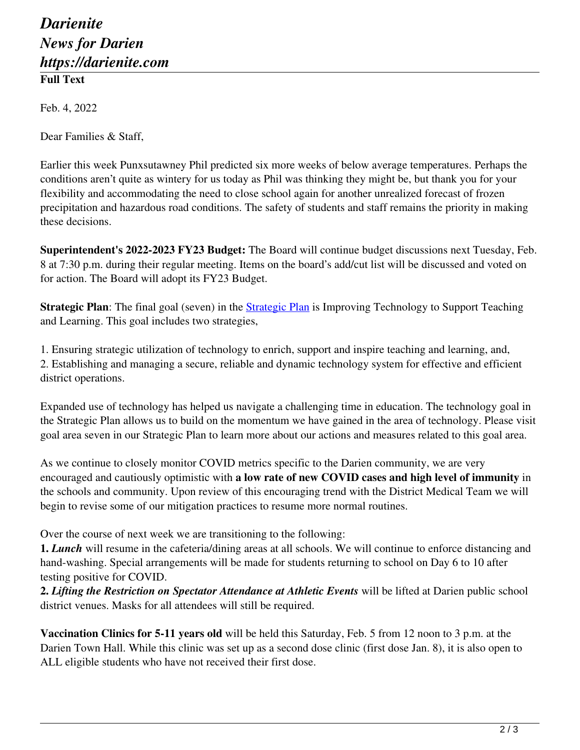Feb. 4, 2022

Dear Families & Staff,

Earlier this week Punxsutawney Phil predicted six more weeks of below average temperatures. Perhaps the conditions aren't quite as wintery for us today as Phil was thinking they might be, but thank you for your flexibility and accommodating the need to close school again for another unrealized forecast of frozen precipitation and hazardous road conditions. The safety of students and staff remains the priority in making these decisions.

**Superintendent's 2022-2023 FY23 Budget:** The Board will continue budget discussions next Tuesday, Feb. 8 at 7:30 p.m. during their regular meeting. Items on the board's add/cut list will be discussed and voted on for action. The Board will adopt its FY23 Budget.

**Strategic Plan**: The final goal (seven) in the [Strategic Plan] is Improving Technology to Support Teaching and Learning. This goal includes two strategies,

1. Ensuring strategic utilization of technology to enrich, support and inspire teaching and learning, and,
2. Establishing and managing a secure, reliable and dynamic technology system for effective and efficient district operations.

Expanded use of technology has helped us navigate a challenging time in education. The technology goal in the Strategic Plan allows us to build on the momentum we have gained in the area of technology. Please visit goal area seven in our Strategic Plan to learn more about our actions and measures related to this goal area.

As we continue to closely monitor COVID metrics specific to the Darien community, we are very encouraged and cautiously optimistic with **a low rate of new COVID cases and high level of immunity** in the schools and community. Upon review of this encouraging trend with the District Medical Team we will begin to revise some of our mitigation practices to resume more normal routines.

Over the course of next week we are transitioning to the following:

**1.** ***Lunch*** will resume in the cafeteria/dining areas at all schools. We will continue to enforce distancing and hand-washing. Special arrangements will be made for students returning to school on Day 6 to 10 after testing positive for COVID.

**2.** ***Lifting the Restriction on Spectator Attendance at Athletic Events*** will be lifted at Darien public school district venues. Masks for all attendees will still be required.

**Vaccination Clinics for 5-11 years old** will be held this Saturday, Feb. 5 from 12 noon to 3 p.m. at the Darien Town Hall. While this clinic was set up as a second dose clinic (first dose Jan. 8), it is also open to ALL eligible students who have not received their first dose.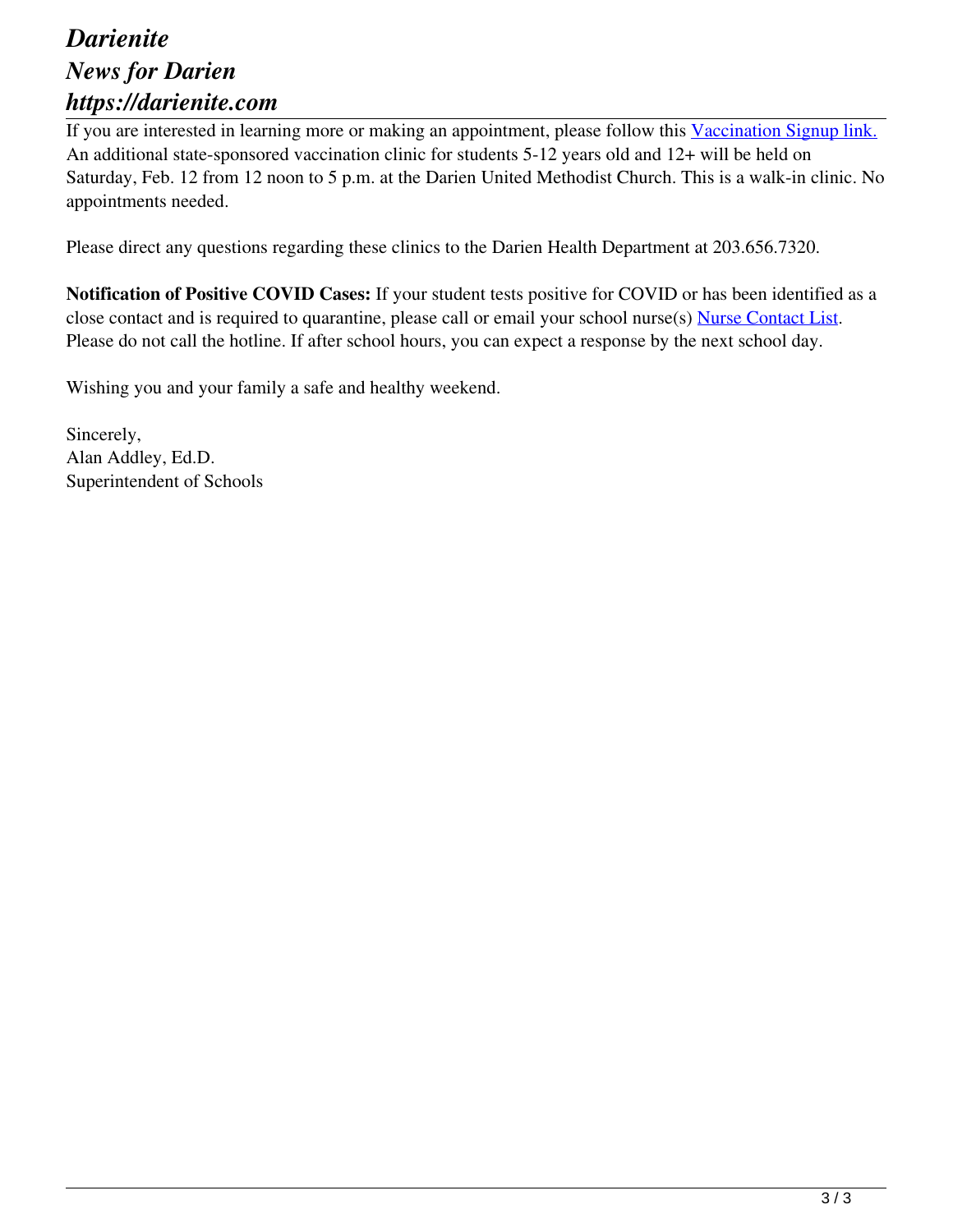If you are interested in learning more or making an appointment, please follow this [Vaccination Signup link.](#)
An additional state-sponsored vaccination clinic for students 5-12 years old and 12+ will be held on Saturday, Feb. 12 from 12 noon to 5 p.m. at the Darien United Methodist Church. This is a walk-in clinic. No appointments needed.

Please direct any questions regarding these clinics to the Darien Health Department at 203.656.7320.

**Notification of Positive COVID Cases:** If your student tests positive for COVID or has been identified as a close contact and is required to quarantine, please call or email your school nurse(s) [Nurse Contact List](#). Please do not call the hotline. If after school hours, you can expect a response by the next school day.

Wishing you and your family a safe and healthy weekend.

Sincerely,
Alan Addley, Ed.D.
Superintendent of Schools